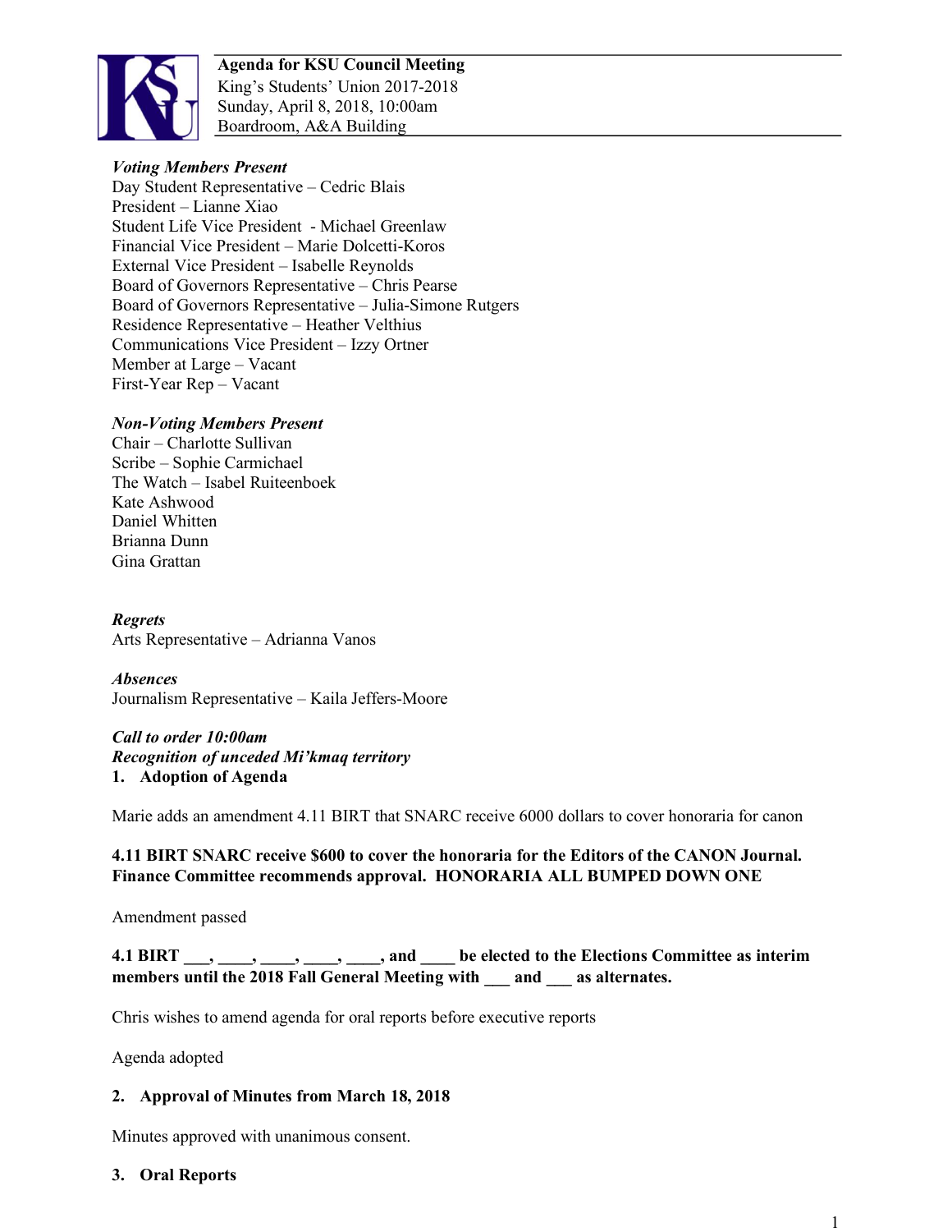**Agenda for KSU Council Meeting**
King's Students' Union 2017-2018
Sunday, April 8, 2018, 10:00am
Boardroom, A&A Building

***Voting Members Present***
Day Student Representative – Cedric Blais
President – Lianne Xiao
Student Life Vice President - Michael Greenlaw
Financial Vice President – Marie Dolcetti-Koros
External Vice President – Isabelle Reynolds
Board of Governors Representative – Chris Pearse
Board of Governors Representative – Julia-Simone Rutgers
Residence Representative – Heather Velthius
Communications Vice President – Izzy Ortner
Member at Large – Vacant
First-Year Rep – Vacant

***Non-Voting Members Present***
Chair – Charlotte Sullivan
Scribe – Sophie Carmichael
The Watch – Isabel Ruiteenboek
Kate Ashwood
Daniel Whitten
Brianna Dunn
Gina Grattan

***Regrets***
Arts Representative – Adrianna Vanos

***Absences***
Journalism Representative – Kaila Jeffers-Moore

***Call to order 10:00am***
***Recognition of unceded Mi'kmaq territory***

**1. Adoption of Agenda**

Marie adds an amendment 4.11 BIRT that SNARC receive 6000 dollars to cover honoraria for canon

**4.11 BIRT SNARC receive $600 to cover the honoraria for the Editors of the CANON Journal. Finance Committee recommends approval. HONORARIA ALL BUMPED DOWN ONE**

Amendment passed

**4.1 BIRT ___, ____, ____, ____, ____, and ____ be elected to the Elections Committee as interim members until the 2018 Fall General Meeting with ___ and ___ as alternates.**

Chris wishes to amend agenda for oral reports before executive reports

Agenda adopted

**2. Approval of Minutes from March 18, 2018**

Minutes approved with unanimous consent.

**3. Oral Reports**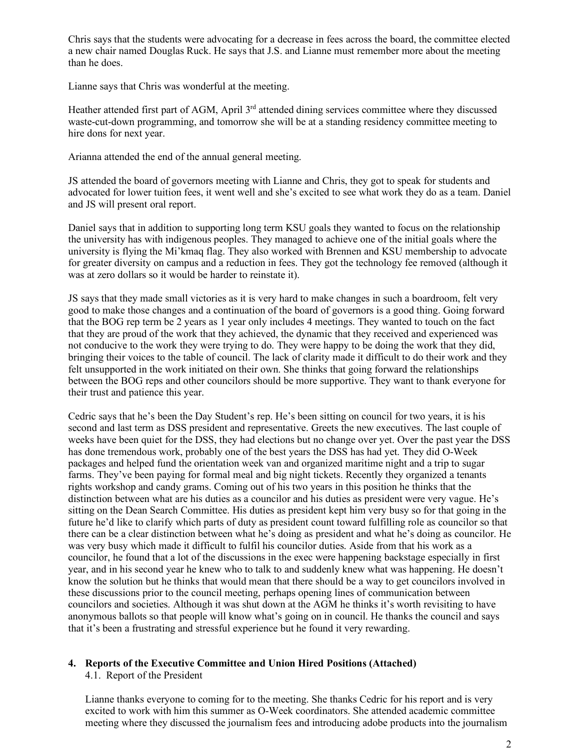Chris says that the students were advocating for a decrease in fees across the board, the committee elected a new chair named Douglas Ruck. He says that J.S. and Lianne must remember more about the meeting than he does.

Lianne says that Chris was wonderful at the meeting.

Heather attended first part of AGM, April 3rd attended dining services committee where they discussed waste-cut-down programming, and tomorrow she will be at a standing residency committee meeting to hire dons for next year.

Arianna attended the end of the annual general meeting.

JS attended the board of governors meeting with Lianne and Chris, they got to speak for students and advocated for lower tuition fees, it went well and she's excited to see what work they do as a team. Daniel and JS will present oral report.

Daniel says that in addition to supporting long term KSU goals they wanted to focus on the relationship the university has with indigenous peoples. They managed to achieve one of the initial goals where the university is flying the Mi'kmaq flag. They also worked with Brennen and KSU membership to advocate for greater diversity on campus and a reduction in fees. They got the technology fee removed (although it was at zero dollars so it would be harder to reinstate it).

JS says that they made small victories as it is very hard to make changes in such a boardroom, felt very good to make those changes and a continuation of the board of governors is a good thing. Going forward that the BOG rep term be 2 years as 1 year only includes 4 meetings. They wanted to touch on the fact that they are proud of the work that they achieved, the dynamic that they received and experienced was not conducive to the work they were trying to do. They were happy to be doing the work that they did, bringing their voices to the table of council. The lack of clarity made it difficult to do their work and they felt unsupported in the work initiated on their own. She thinks that going forward the relationships between the BOG reps and other councilors should be more supportive. They want to thank everyone for their trust and patience this year.

Cedric says that he's been the Day Student's rep. He's been sitting on council for two years, it is his second and last term as DSS president and representative. Greets the new executives. The last couple of weeks have been quiet for the DSS, they had elections but no change over yet. Over the past year the DSS has done tremendous work, probably one of the best years the DSS has had yet. They did O-Week packages and helped fund the orientation week van and organized maritime night and a trip to sugar farms. They've been paying for formal meal and big night tickets. Recently they organized a tenants rights workshop and candy grams. Coming out of his two years in this position he thinks that the distinction between what are his duties as a councilor and his duties as president were very vague. He's sitting on the Dean Search Committee. His duties as president kept him very busy so for that going in the future he'd like to clarify which parts of duty as president count toward fulfilling role as councilor so that there can be a clear distinction between what he's doing as president and what he's doing as councilor. He was very busy which made it difficult to fulfil his councilor duties. Aside from that his work as a councilor, he found that a lot of the discussions in the exec were happening backstage especially in first year, and in his second year he knew who to talk to and suddenly knew what was happening. He doesn't know the solution but he thinks that would mean that there should be a way to get councilors involved in these discussions prior to the council meeting, perhaps opening lines of communication between councilors and societies. Although it was shut down at the AGM he thinks it's worth revisiting to have anonymous ballots so that people will know what's going on in council. He thanks the council and says that it's been a frustrating and stressful experience but he found it very rewarding.

## 4. Reports of the Executive Committee and Union Hired Positions (Attached)

### 4.1. Report of the President

Lianne thanks everyone to coming for to the meeting. She thanks Cedric for his report and is very excited to work with him this summer as O-Week coordinators. She attended academic committee meeting where they discussed the journalism fees and introducing adobe products into the journalism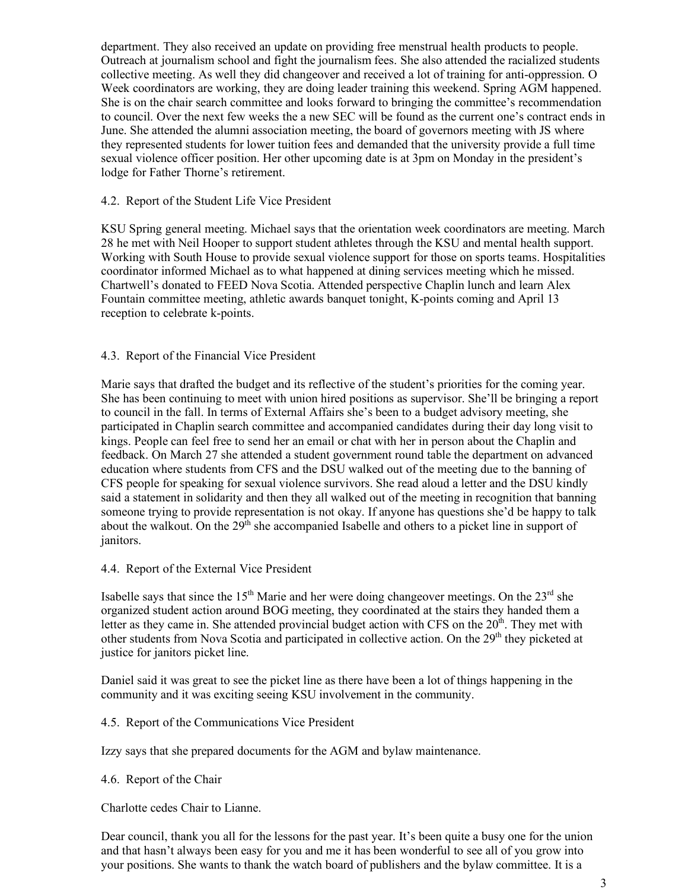department. They also received an update on providing free menstrual health products to people. Outreach at journalism school and fight the journalism fees. She also attended the racialized students collective meeting. As well they did changeover and received a lot of training for anti-oppression. O Week coordinators are working, they are doing leader training this weekend. Spring AGM happened. She is on the chair search committee and looks forward to bringing the committee's recommendation to council. Over the next few weeks the a new SEC will be found as the current one's contract ends in June. She attended the alumni association meeting, the board of governors meeting with JS where they represented students for lower tuition fees and demanded that the university provide a full time sexual violence officer position. Her other upcoming date is at 3pm on Monday in the president's lodge for Father Thorne's retirement.

### 4.2. Report of the Student Life Vice President

KSU Spring general meeting. Michael says that the orientation week coordinators are meeting. March 28 he met with Neil Hooper to support student athletes through the KSU and mental health support. Working with South House to provide sexual violence support for those on sports teams. Hospitalities coordinator informed Michael as to what happened at dining services meeting which he missed. Chartwell's donated to FEED Nova Scotia. Attended perspective Chaplin lunch and learn Alex Fountain committee meeting, athletic awards banquet tonight, K-points coming and April 13 reception to celebrate k-points.

### 4.3. Report of the Financial Vice President

Marie says that drafted the budget and its reflective of the student's priorities for the coming year. She has been continuing to meet with union hired positions as supervisor. She'll be bringing a report to council in the fall. In terms of External Affairs she's been to a budget advisory meeting, she participated in Chaplin search committee and accompanied candidates during their day long visit to kings. People can feel free to send her an email or chat with her in person about the Chaplin and feedback. On March 27 she attended a student government round table the department on advanced education where students from CFS and the DSU walked out of the meeting due to the banning of CFS people for speaking for sexual violence survivors. She read aloud a letter and the DSU kindly said a statement in solidarity and then they all walked out of the meeting in recognition that banning someone trying to provide representation is not okay. If anyone has questions she'd be happy to talk about the walkout. On the 29th she accompanied Isabelle and others to a picket line in support of janitors.

### 4.4. Report of the External Vice President

Isabelle says that since the 15th Marie and her were doing changeover meetings. On the 23rd she organized student action around BOG meeting, they coordinated at the stairs they handed them a letter as they came in. She attended provincial budget action with CFS on the 20th. They met with other students from Nova Scotia and participated in collective action. On the 29th they picketed at justice for janitors picket line.

Daniel said it was great to see the picket line as there have been a lot of things happening in the community and it was exciting seeing KSU involvement in the community.

### 4.5. Report of the Communications Vice President

Izzy says that she prepared documents for the AGM and bylaw maintenance.

### 4.6. Report of the Chair

Charlotte cedes Chair to Lianne.

Dear council, thank you all for the lessons for the past year. It's been quite a busy one for the union and that hasn't always been easy for you and me it has been wonderful to see all of you grow into your positions. She wants to thank the watch board of publishers and the bylaw committee. It is a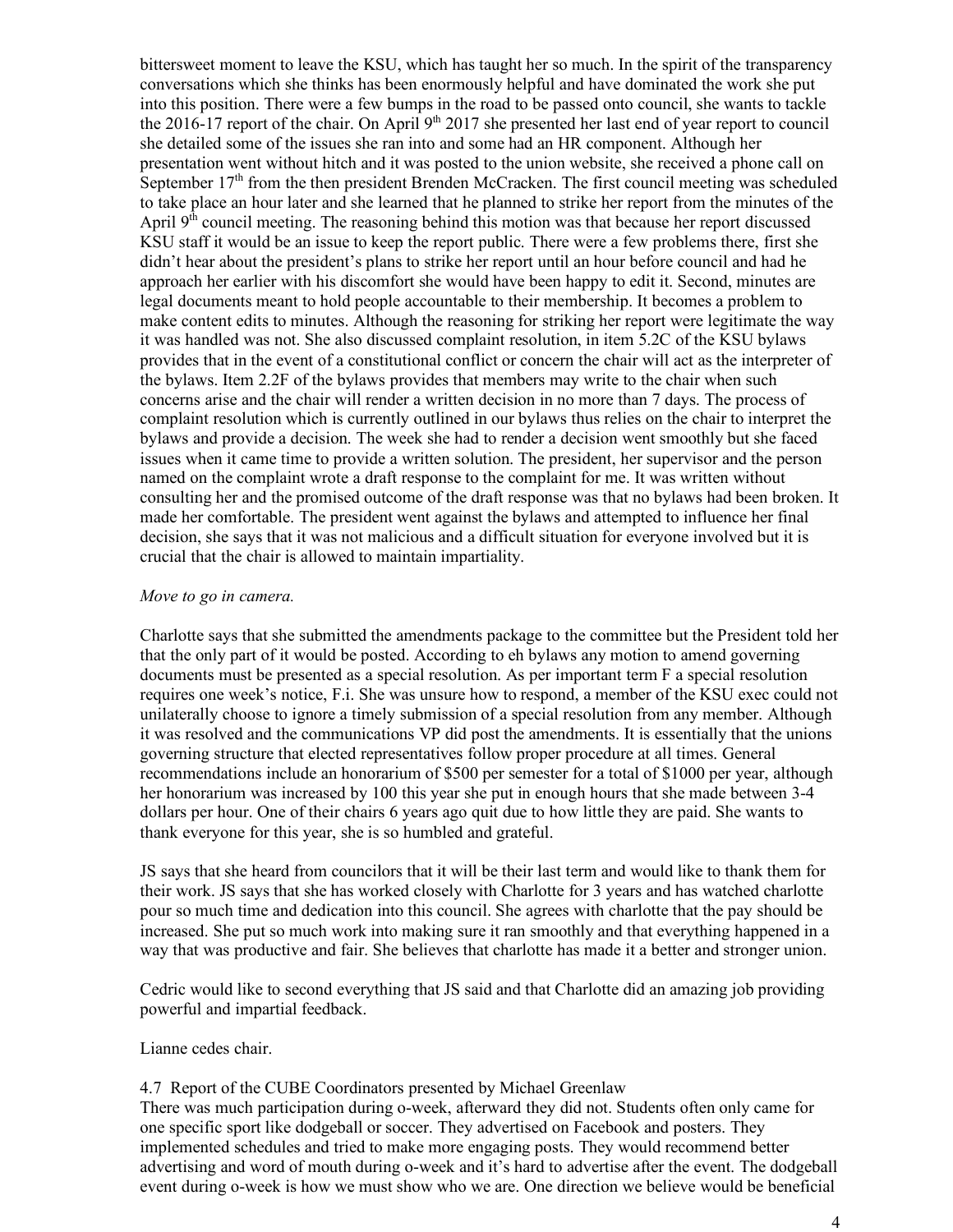bittersweet moment to leave the KSU, which has taught her so much. In the spirit of the transparency conversations which she thinks has been enormously helpful and have dominated the work she put into this position. There were a few bumps in the road to be passed onto council, she wants to tackle the 2016-17 report of the chair. On April 9th 2017 she presented her last end of year report to council she detailed some of the issues she ran into and some had an HR component. Although her presentation went without hitch and it was posted to the union website, she received a phone call on September 17th from the then president Brenden McCracken. The first council meeting was scheduled to take place an hour later and she learned that he planned to strike her report from the minutes of the April 9th council meeting. The reasoning behind this motion was that because her report discussed KSU staff it would be an issue to keep the report public. There were a few problems there, first she didn't hear about the president's plans to strike her report until an hour before council and had he approach her earlier with his discomfort she would have been happy to edit it. Second, minutes are legal documents meant to hold people accountable to their membership. It becomes a problem to make content edits to minutes. Although the reasoning for striking her report were legitimate the way it was handled was not. She also discussed complaint resolution, in item 5.2C of the KSU bylaws provides that in the event of a constitutional conflict or concern the chair will act as the interpreter of the bylaws. Item 2.2F of the bylaws provides that members may write to the chair when such concerns arise and the chair will render a written decision in no more than 7 days. The process of complaint resolution which is currently outlined in our bylaws thus relies on the chair to interpret the bylaws and provide a decision. The week she had to render a decision went smoothly but she faced issues when it came time to provide a written solution. The president, her supervisor and the person named on the complaint wrote a draft response to the complaint for me. It was written without consulting her and the promised outcome of the draft response was that no bylaws had been broken. It made her comfortable. The president went against the bylaws and attempted to influence her final decision, she says that it was not malicious and a difficult situation for everyone involved but it is crucial that the chair is allowed to maintain impartiality.

*Move to go in camera.*

Charlotte says that she submitted the amendments package to the committee but the President told her that the only part of it would be posted. According to eh bylaws any motion to amend governing documents must be presented as a special resolution. As per important term F a special resolution requires one week's notice, F.i. She was unsure how to respond, a member of the KSU exec could not unilaterally choose to ignore a timely submission of a special resolution from any member. Although it was resolved and the communications VP did post the amendments. It is essentially that the unions governing structure that elected representatives follow proper procedure at all times. General recommendations include an honorarium of $500 per semester for a total of $1000 per year, although her honorarium was increased by 100 this year she put in enough hours that she made between 3-4 dollars per hour. One of their chairs 6 years ago quit due to how little they are paid. She wants to thank everyone for this year, she is so humbled and grateful.

JS says that she heard from councilors that it will be their last term and would like to thank them for their work. JS says that she has worked closely with Charlotte for 3 years and has watched charlotte pour so much time and dedication into this council. She agrees with charlotte that the pay should be increased. She put so much work into making sure it ran smoothly and that everything happened in a way that was productive and fair. She believes that charlotte has made it a better and stronger union.

Cedric would like to second everything that JS said and that Charlotte did an amazing job providing powerful and impartial feedback.

Lianne cedes chair.

4.7 Report of the CUBE Coordinators presented by Michael Greenlaw

There was much participation during o-week, afterward they did not. Students often only came for one specific sport like dodgeball or soccer. They advertised on Facebook and posters. They implemented schedules and tried to make more engaging posts. They would recommend better advertising and word of mouth during o-week and it's hard to advertise after the event. The dodgeball event during o-week is how we must show who we are. One direction we believe would be beneficial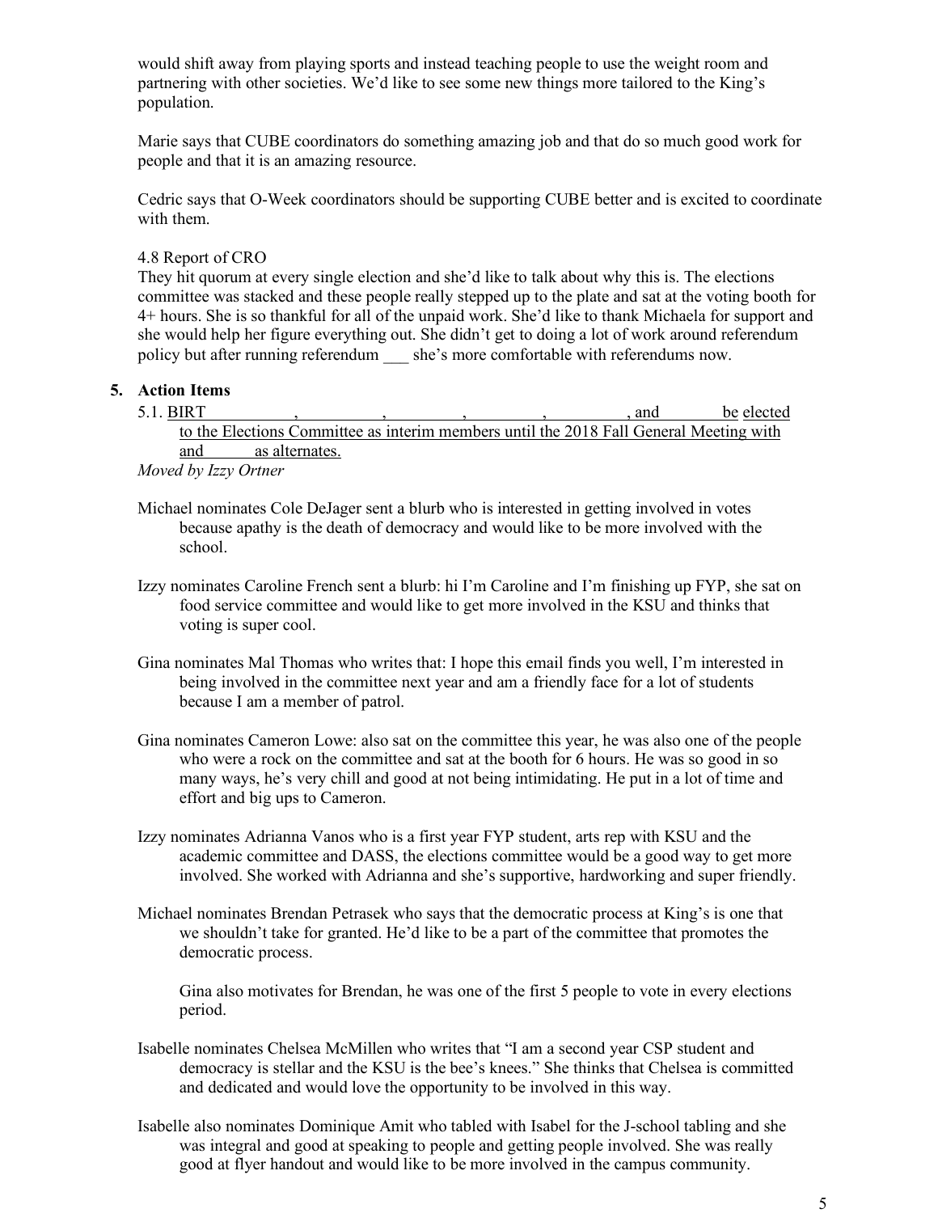would shift away from playing sports and instead teaching people to use the weight room and partnering with other societies. We'd like to see some new things more tailored to the King's population.

Marie says that CUBE coordinators do something amazing job and that do so much good work for people and that it is an amazing resource.

Cedric says that O-Week coordinators should be supporting CUBE better and is excited to coordinate with them.

4.8 Report of CRO

They hit quorum at every single election and she'd like to talk about why this is. The elections committee was stacked and these people really stepped up to the plate and sat at the voting booth for 4+ hours. She is so thankful for all of the unpaid work. She'd like to thank Michaela for support and she would help her figure everything out. She didn't get to doing a lot of work around referendum policy but after running referendum ___ she's more comfortable with referendums now.

## 5. Action Items

5.1. <u>BIRT \_\_\_\_\_\_\_\_, \_\_\_\_\_\_\_\_, \_\_\_\_\_\_\_\_, \_\_\_\_\_\_\_\_, \_\_\_\_\_\_\_\_, and \_\_\_\_\_\_ be elected to the Elections Committee as interim members until the 2018 Fall General Meeting with \_\_\_\_\_\_ and \_\_\_\_\_\_ as alternates.</u>

*Moved by Izzy Ortner*

Michael nominates Cole DeJager sent a blurb who is interested in getting involved in votes because apathy is the death of democracy and would like to be more involved with the school.

Izzy nominates Caroline French sent a blurb: hi I'm Caroline and I'm finishing up FYP, she sat on food service committee and would like to get more involved in the KSU and thinks that voting is super cool.

Gina nominates Mal Thomas who writes that: I hope this email finds you well, I'm interested in being involved in the committee next year and am a friendly face for a lot of students because I am a member of patrol.

Gina nominates Cameron Lowe: also sat on the committee this year, he was also one of the people who were a rock on the committee and sat at the booth for 6 hours. He was so good in so many ways, he's very chill and good at not being intimidating. He put in a lot of time and effort and big ups to Cameron.

Izzy nominates Adrianna Vanos who is a first year FYP student, arts rep with KSU and the academic committee and DASS, the elections committee would be a good way to get more involved. She worked with Adrianna and she's supportive, hardworking and super friendly.

Michael nominates Brendan Petrasek who says that the democratic process at King's is one that we shouldn't take for granted. He'd like to be a part of the committee that promotes the democratic process.

Gina also motivates for Brendan, he was one of the first 5 people to vote in every elections period.

Isabelle nominates Chelsea McMillen who writes that "I am a second year CSP student and democracy is stellar and the KSU is the bee's knees." She thinks that Chelsea is committed and dedicated and would love the opportunity to be involved in this way.

Isabelle also nominates Dominique Amit who tabled with Isabel for the J-school tabling and she was integral and good at speaking to people and getting people involved. She was really good at flyer handout and would like to be more involved in the campus community.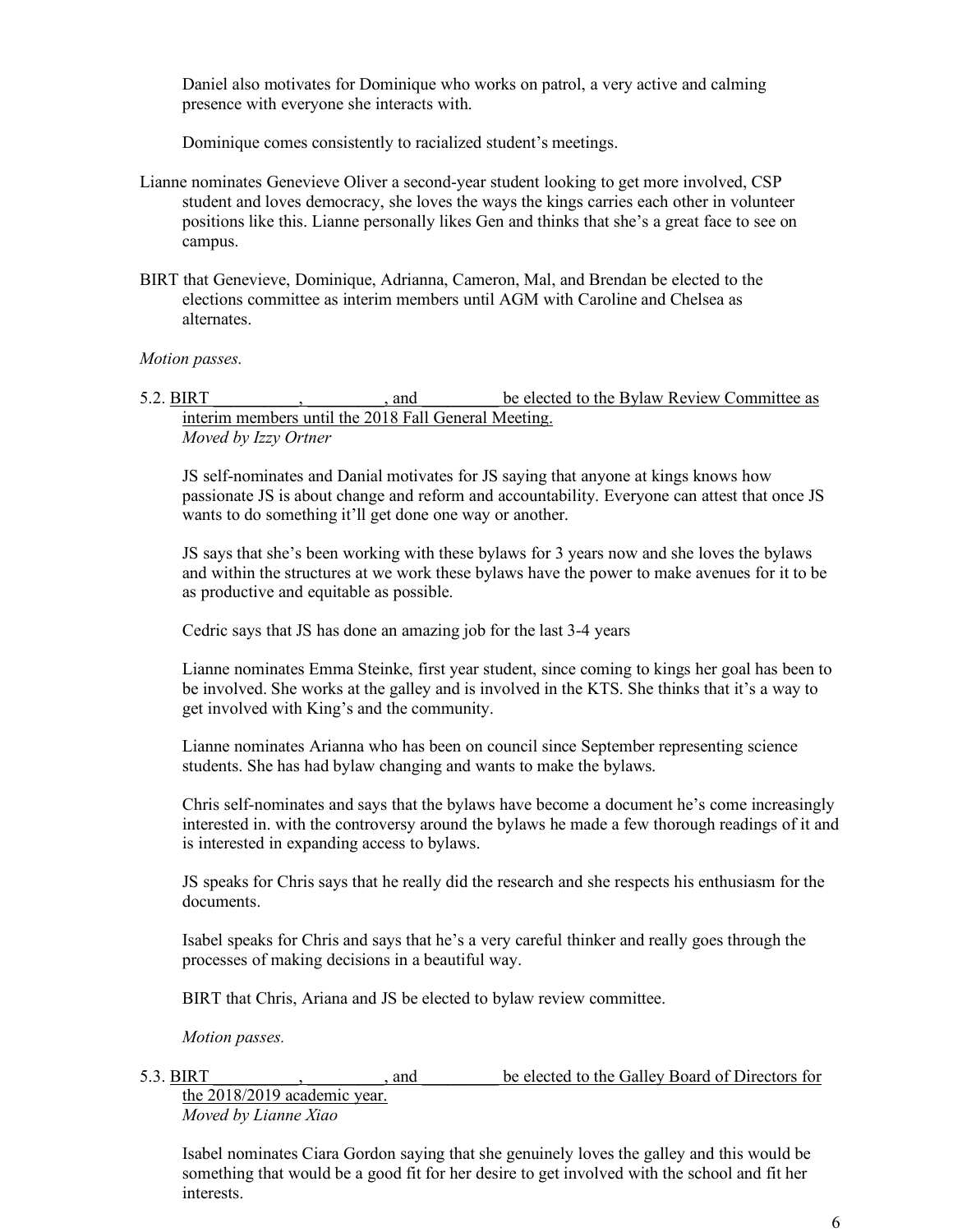Daniel also motivates for Dominique who works on patrol, a very active and calming presence with everyone she interacts with.

Dominique comes consistently to racialized student's meetings.

Lianne nominates Genevieve Oliver a second-year student looking to get more involved, CSP student and loves democracy, she loves the ways the kings carries each other in volunteer positions like this. Lianne personally likes Gen and thinks that she's a great face to see on campus.

BIRT that Genevieve, Dominique, Adrianna, Cameron, Mal, and Brendan be elected to the elections committee as interim members until AGM with Caroline and Chelsea as alternates.

*Motion passes.*

5.2. <u>BIRT __________, _________, and _________ be elected to the Bylaw Review Committee as interim members until the 2018 Fall General Meeting.</u>
*Moved by Izzy Ortner*

JS self-nominates and Danial motivates for JS saying that anyone at kings knows how passionate JS is about change and reform and accountability. Everyone can attest that once JS wants to do something it'll get done one way or another.

JS says that she's been working with these bylaws for 3 years now and she loves the bylaws and within the structures at we work these bylaws have the power to make avenues for it to be as productive and equitable as possible.

Cedric says that JS has done an amazing job for the last 3-4 years

Lianne nominates Emma Steinke, first year student, since coming to kings her goal has been to be involved. She works at the galley and is involved in the KTS. She thinks that it's a way to get involved with King's and the community.

Lianne nominates Arianna who has been on council since September representing science students. She has had bylaw changing and wants to make the bylaws.

Chris self-nominates and says that the bylaws have become a document he's come increasingly interested in. with the controversy around the bylaws he made a few thorough readings of it and is interested in expanding access to bylaws.

JS speaks for Chris says that he really did the research and she respects his enthusiasm for the documents.

Isabel speaks for Chris and says that he's a very careful thinker and really goes through the processes of making decisions in a beautiful way.

BIRT that Chris, Ariana and JS be elected to bylaw review committee.

*Motion passes.*

5.3. <u>BIRT __________, _________, and _________ be elected to the Galley Board of Directors for the 2018/2019 academic year.</u>
*Moved by Lianne Xiao*

Isabel nominates Ciara Gordon saying that she genuinely loves the galley and this would be something that would be a good fit for her desire to get involved with the school and fit her interests.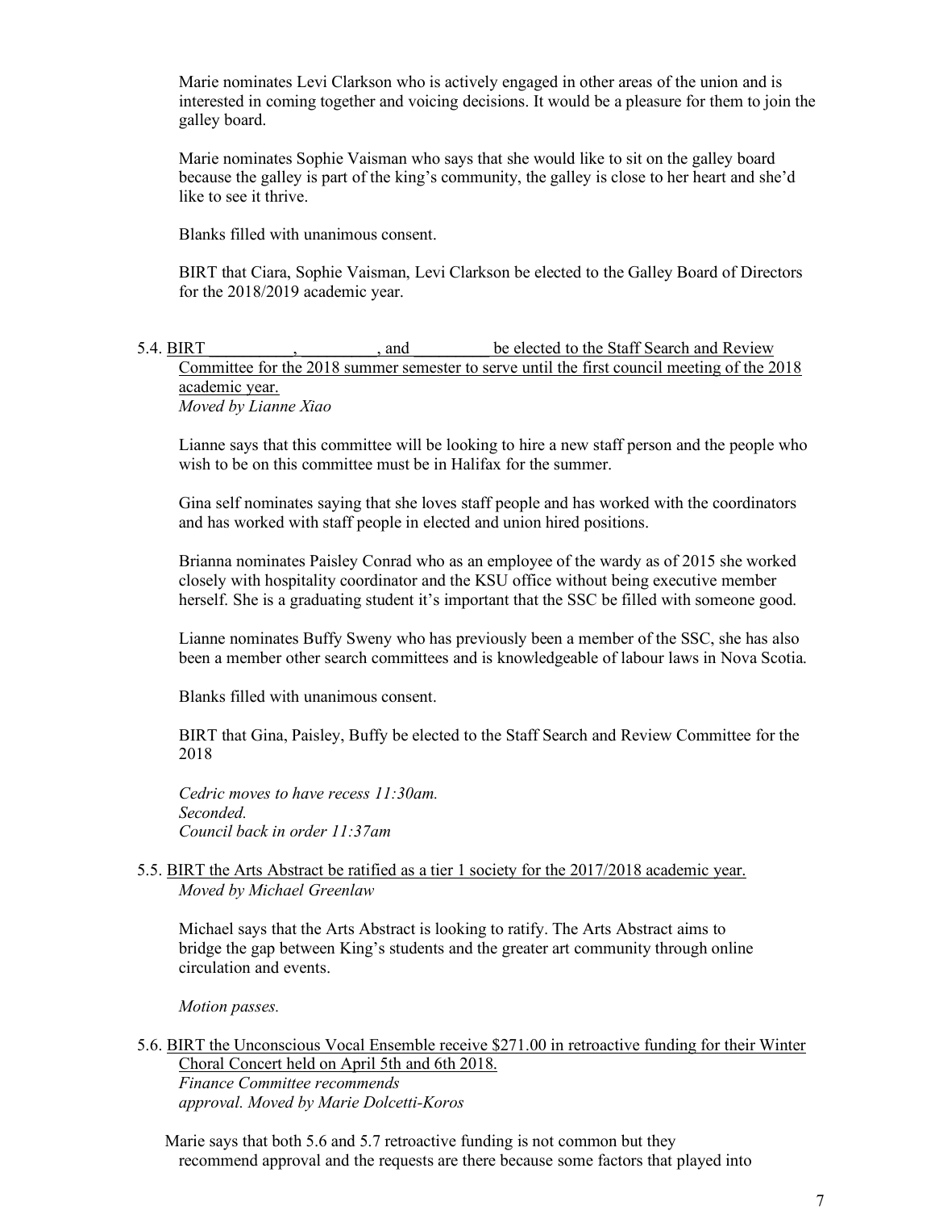Marie nominates Levi Clarkson who is actively engaged in other areas of the union and is interested in coming together and voicing decisions. It would be a pleasure for them to join the galley board.

Marie nominates Sophie Vaisman who says that she would like to sit on the galley board because the galley is part of the king's community, the galley is close to her heart and she'd like to see it thrive.

Blanks filled with unanimous consent.

BIRT that Ciara, Sophie Vaisman, Levi Clarkson be elected to the Galley Board of Directors for the 2018/2019 academic year.

5.4. <u>BIRT __________, _________, and _________ be elected to the Staff Search and Review Committee for the 2018 summer semester to serve until the first council meeting of the 2018 academic year.</u>
*Moved by Lianne Xiao*

Lianne says that this committee will be looking to hire a new staff person and the people who wish to be on this committee must be in Halifax for the summer.

Gina self nominates saying that she loves staff people and has worked with the coordinators and has worked with staff people in elected and union hired positions.

Brianna nominates Paisley Conrad who as an employee of the wardy as of 2015 she worked closely with hospitality coordinator and the KSU office without being executive member herself. She is a graduating student it's important that the SSC be filled with someone good.

Lianne nominates Buffy Sweny who has previously been a member of the SSC, she has also been a member other search committees and is knowledgeable of labour laws in Nova Scotia.

Blanks filled with unanimous consent.

BIRT that Gina, Paisley, Buffy be elected to the Staff Search and Review Committee for the 2018

*Cedric moves to have recess 11:30am.*
*Seconded.*
*Council back in order 11:37am*

5.5. <u>BIRT the Arts Abstract be ratified as a tier 1 society for the 2017/2018 academic year.</u>
*Moved by Michael Greenlaw*

Michael says that the Arts Abstract is looking to ratify. The Arts Abstract aims to bridge the gap between King's students and the greater art community through online circulation and events.

*Motion passes.*

5.6. <u>BIRT the Unconscious Vocal Ensemble receive $271.00 in retroactive funding for their Winter Choral Concert held on April 5th and 6th 2018.</u>
*Finance Committee recommends approval. Moved by Marie Dolcetti-Koros*

Marie says that both 5.6 and 5.7 retroactive funding is not common but they recommend approval and the requests are there because some factors that played into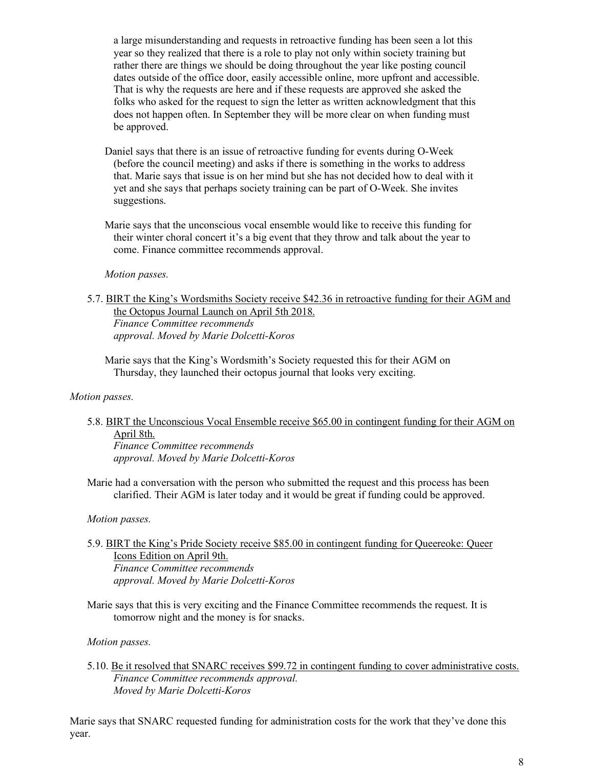a large misunderstanding and requests in retroactive funding has been seen a lot this year so they realized that there is a role to play not only within society training but rather there are things we should be doing throughout the year like posting council dates outside of the office door, easily accessible online, more upfront and accessible. That is why the requests are here and if these requests are approved she asked the folks who asked for the request to sign the letter as written acknowledgment that this does not happen often. In September they will be more clear on when funding must be approved.

Daniel says that there is an issue of retroactive funding for events during O-Week (before the council meeting) and asks if there is something in the works to address that. Marie says that issue is on her mind but she has not decided how to deal with it yet and she says that perhaps society training can be part of O-Week. She invites suggestions.

Marie says that the unconscious vocal ensemble would like to receive this funding for their winter choral concert it's a big event that they throw and talk about the year to come. Finance committee recommends approval.

*Motion passes.*

5.7. <u>BIRT the King's Wordsmiths Society receive $42.36 in retroactive funding for their AGM and the Octopus Journal Launch on April 5th 2018.</u>
*Finance Committee recommends approval. Moved by Marie Dolcetti-Koros*

Marie says that the King's Wordsmith's Society requested this for their AGM on Thursday, they launched their octopus journal that looks very exciting.

*Motion passes.*

5.8. <u>BIRT the Unconscious Vocal Ensemble receive $65.00 in contingent funding for their AGM on April 8th.</u>
*Finance Committee recommends approval. Moved by Marie Dolcetti-Koros*

Marie had a conversation with the person who submitted the request and this process has been clarified. Their AGM is later today and it would be great if funding could be approved.

*Motion passes.*

5.9. <u>BIRT the King's Pride Society receive $85.00 in contingent funding for Queereoke: Queer Icons Edition on April 9th.</u>
*Finance Committee recommends approval. Moved by Marie Dolcetti-Koros*

Marie says that this is very exciting and the Finance Committee recommends the request. It is tomorrow night and the money is for snacks.

*Motion passes.*

5.10. <u>Be it resolved that SNARC receives $99.72 in contingent funding to cover administrative costs.</u>
*Finance Committee recommends approval.*
*Moved by Marie Dolcetti-Koros*

Marie says that SNARC requested funding for administration costs for the work that they've done this year.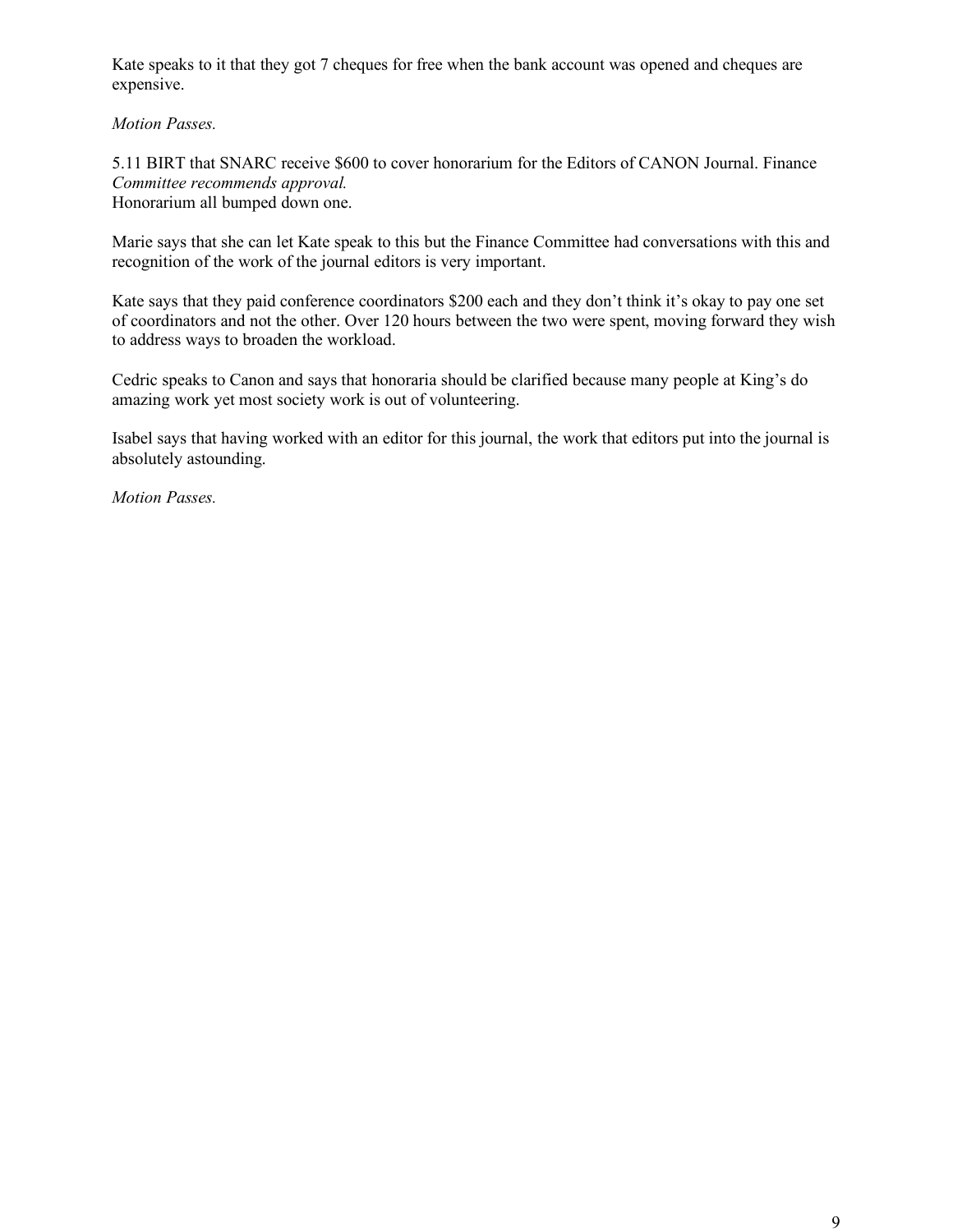Kate speaks to it that they got 7 cheques for free when the bank account was opened and cheques are expensive.

*Motion Passes.*

5.11 BIRT that SNARC receive $600 to cover honorarium for the Editors of CANON Journal. Finance *Committee recommends approval.*
Honorarium all bumped down one.

Marie says that she can let Kate speak to this but the Finance Committee had conversations with this and recognition of the work of the journal editors is very important.

Kate says that they paid conference coordinators $200 each and they don't think it's okay to pay one set of coordinators and not the other. Over 120 hours between the two were spent, moving forward they wish to address ways to broaden the workload.

Cedric speaks to Canon and says that honoraria should be clarified because many people at King's do amazing work yet most society work is out of volunteering.

Isabel says that having worked with an editor for this journal, the work that editors put into the journal is absolutely astounding.

*Motion Passes.*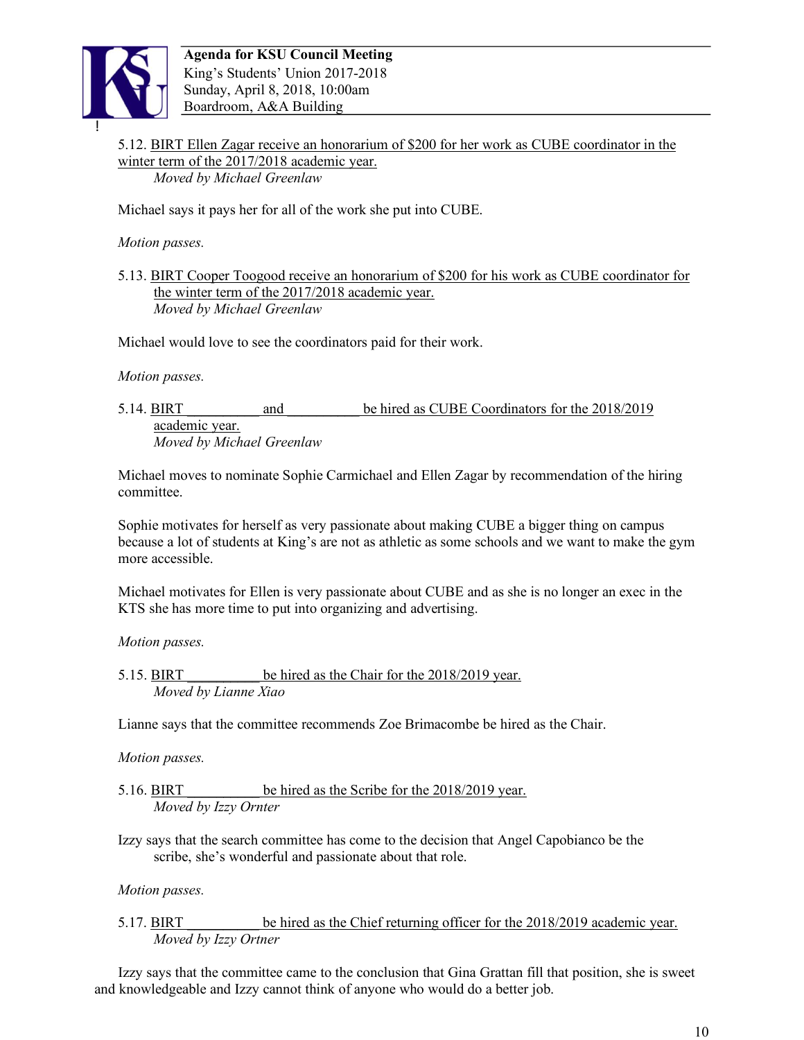5.12. BIRT Ellen Zagar receive an honorarium of $200 for her work as CUBE coordinator in the winter term of the 2017/2018 academic year.
*Moved by Michael Greenlaw*

Michael says it pays her for all of the work she put into CUBE.

*Motion passes.*

5.13. BIRT Cooper Toogood receive an honorarium of $200 for his work as CUBE coordinator for the winter term of the 2017/2018 academic year.
*Moved by Michael Greenlaw*

Michael would love to see the coordinators paid for their work.

*Motion passes.*

5.14. BIRT __________ and __________ be hired as CUBE Coordinators for the 2018/2019 academic year.
*Moved by Michael Greenlaw*

Michael moves to nominate Sophie Carmichael and Ellen Zagar by recommendation of the hiring committee.

Sophie motivates for herself as very passionate about making CUBE a bigger thing on campus because a lot of students at King's are not as athletic as some schools and we want to make the gym more accessible.

Michael motivates for Ellen is very passionate about CUBE and as she is no longer an exec in the KTS she has more time to put into organizing and advertising.

*Motion passes.*

5.15. BIRT __________ be hired as the Chair for the 2018/2019 year.
*Moved by Lianne Xiao*

Lianne says that the committee recommends Zoe Brimacombe be hired as the Chair.

*Motion passes.*

5.16. BIRT __________ be hired as the Scribe for the 2018/2019 year.
*Moved by Izzy Ornter*

Izzy says that the search committee has come to the decision that Angel Capobianco be the scribe, she's wonderful and passionate about that role.

*Motion passes.*

5.17. BIRT __________ be hired as the Chief returning officer for the 2018/2019 academic year.
*Moved by Izzy Ortner*

Izzy says that the committee came to the conclusion that Gina Grattan fill that position, she is sweet and knowledgeable and Izzy cannot think of anyone who would do a better job.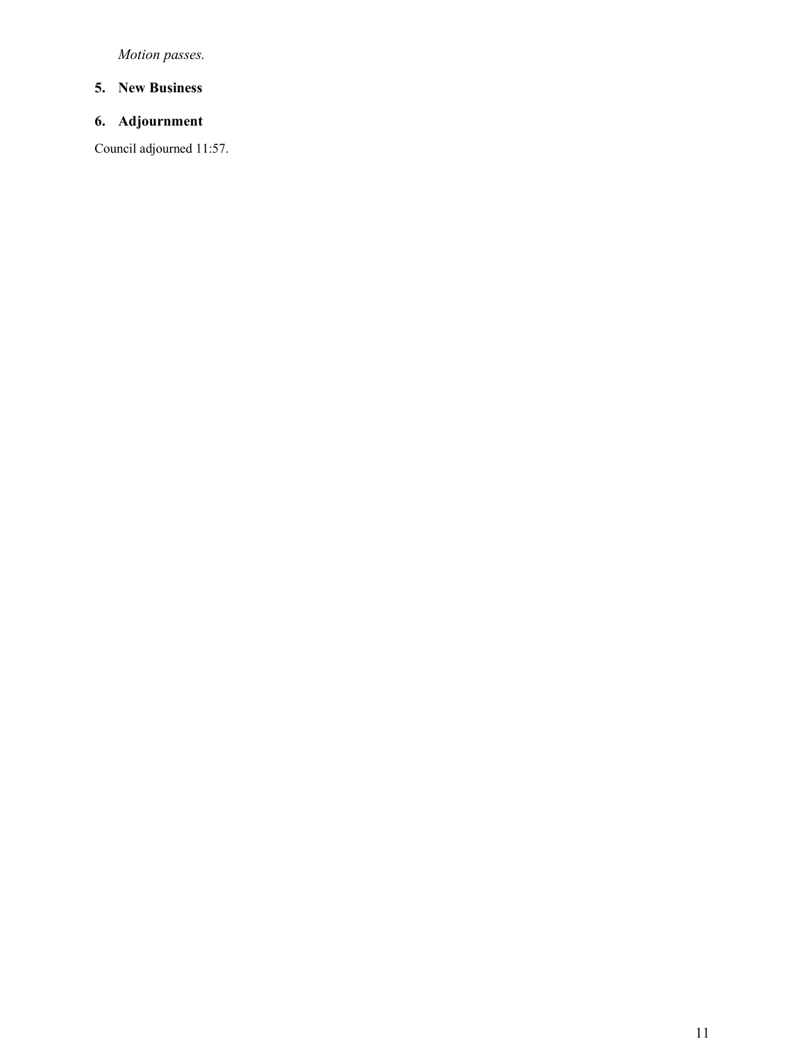*Motion passes.*

## 5. New Business

## 6. Adjournment

Council adjourned 11:57.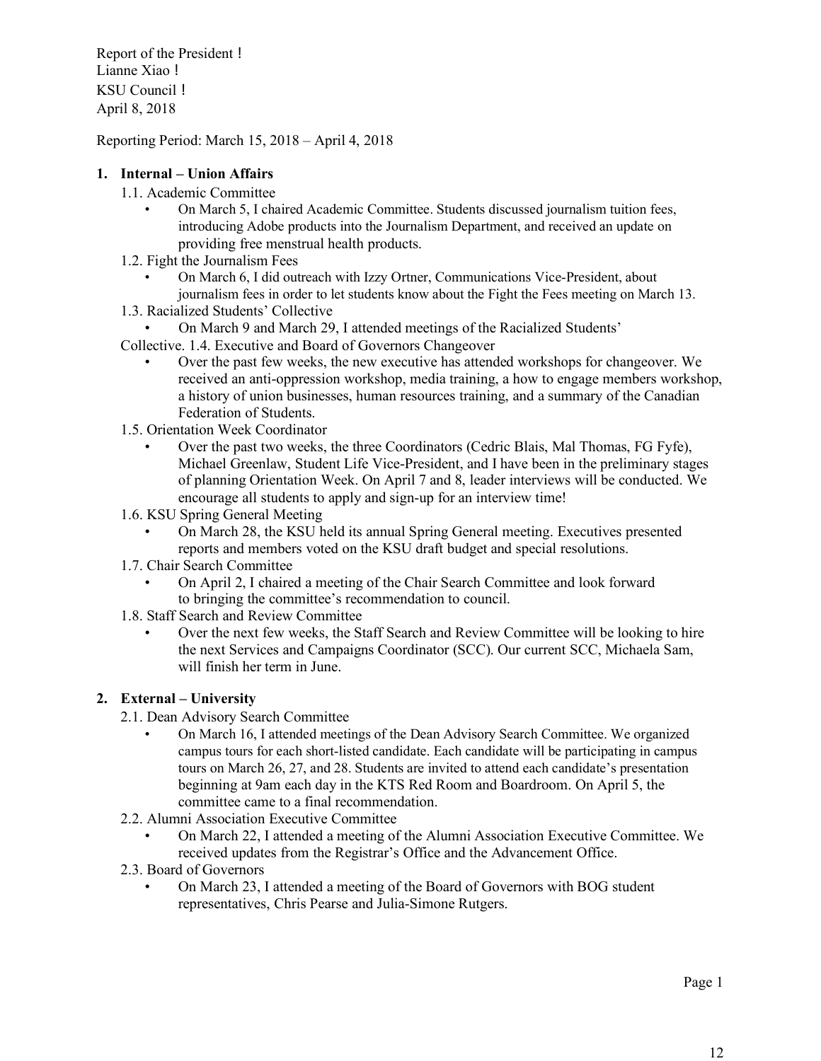Report of the President !
Lianne Xiao !
KSU Council !
April 8, 2018

Reporting Period: March 15, 2018 – April 4, 2018

## 1. Internal – Union Affairs

1.1. Academic Committee

- On March 5, I chaired Academic Committee. Students discussed journalism tuition fees, introducing Adobe products into the Journalism Department, and received an update on providing free menstrual health products.

1.2. Fight the Journalism Fees

- On March 6, I did outreach with Izzy Ortner, Communications Vice-President, about journalism fees in order to let students know about the Fight the Fees meeting on March 13.

1.3. Racialized Students' Collective

- On March 9 and March 29, I attended meetings of the Racialized Students' Collective.

1.4. Executive and Board of Governors Changeover

- Over the past few weeks, the new executive has attended workshops for changeover. We received an anti-oppression workshop, media training, a how to engage members workshop, a history of union businesses, human resources training, and a summary of the Canadian Federation of Students.

1.5. Orientation Week Coordinator

- Over the past two weeks, the three Coordinators (Cedric Blais, Mal Thomas, FG Fyfe), Michael Greenlaw, Student Life Vice-President, and I have been in the preliminary stages of planning Orientation Week. On April 7 and 8, leader interviews will be conducted. We encourage all students to apply and sign-up for an interview time!

1.6. KSU Spring General Meeting

- On March 28, the KSU held its annual Spring General meeting. Executives presented reports and members voted on the KSU draft budget and special resolutions.

1.7. Chair Search Committee

- On April 2, I chaired a meeting of the Chair Search Committee and look forward to bringing the committee's recommendation to council.

1.8. Staff Search and Review Committee

- Over the next few weeks, the Staff Search and Review Committee will be looking to hire the next Services and Campaigns Coordinator (SCC). Our current SCC, Michaela Sam, will finish her term in June.

## 2. External – University

2.1. Dean Advisory Search Committee

- On March 16, I attended meetings of the Dean Advisory Search Committee. We organized campus tours for each short-listed candidate. Each candidate will be participating in campus tours on March 26, 27, and 28. Students are invited to attend each candidate's presentation beginning at 9am each day in the KTS Red Room and Boardroom. On April 5, the committee came to a final recommendation.

2.2. Alumni Association Executive Committee

- On March 22, I attended a meeting of the Alumni Association Executive Committee. We received updates from the Registrar's Office and the Advancement Office.

2.3. Board of Governors

- On March 23, I attended a meeting of the Board of Governors with BOG student representatives, Chris Pearse and Julia-Simone Rutgers.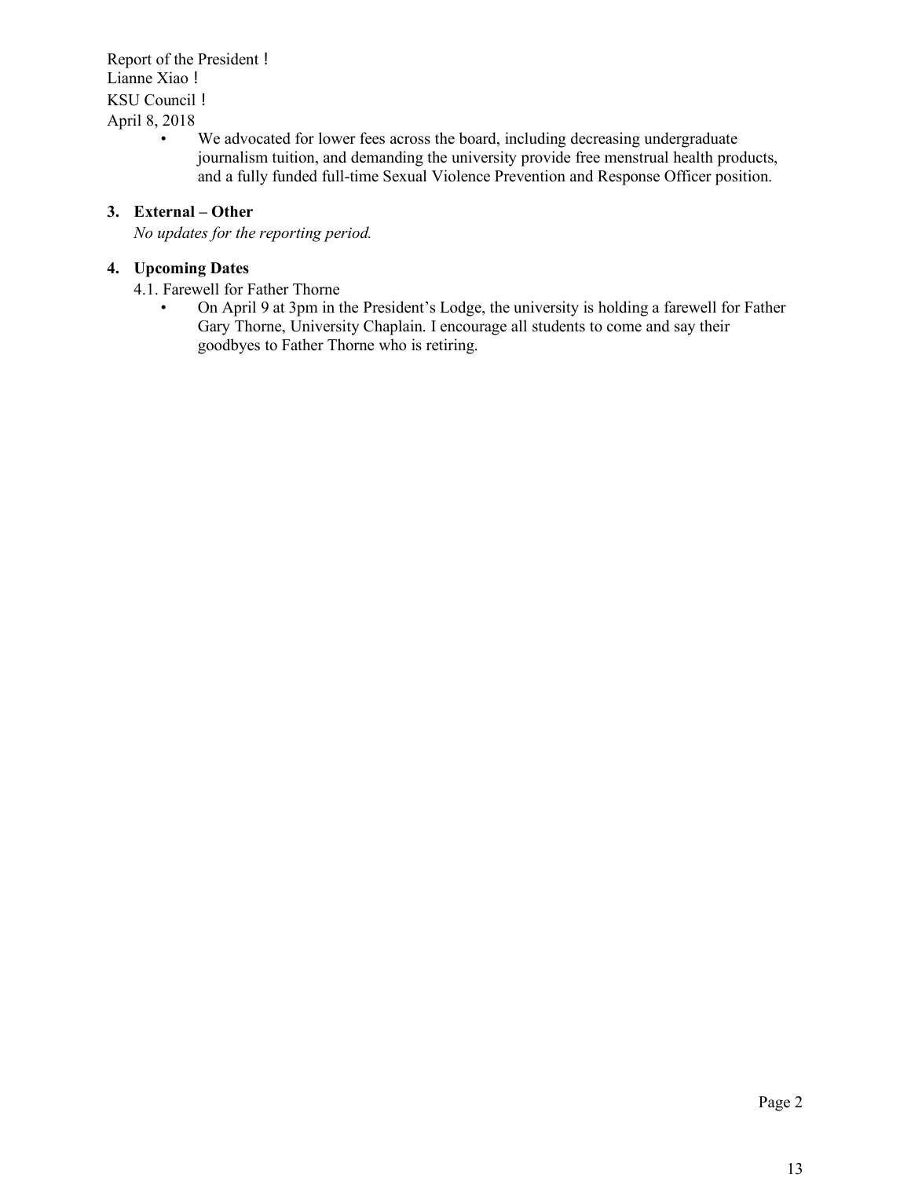- We advocated for lower fees across the board, including decreasing undergraduate journalism tuition, and demanding the university provide free menstrual health products, and a fully funded full-time Sexual Violence Prevention and Response Officer position.

**3. External – Other**

*No updates for the reporting period.*

**4. Upcoming Dates**

4.1. Farewell for Father Thorne

- On April 9 at 3pm in the President's Lodge, the university is holding a farewell for Father Gary Thorne, University Chaplain. I encourage all students to come and say their goodbyes to Father Thorne who is retiring.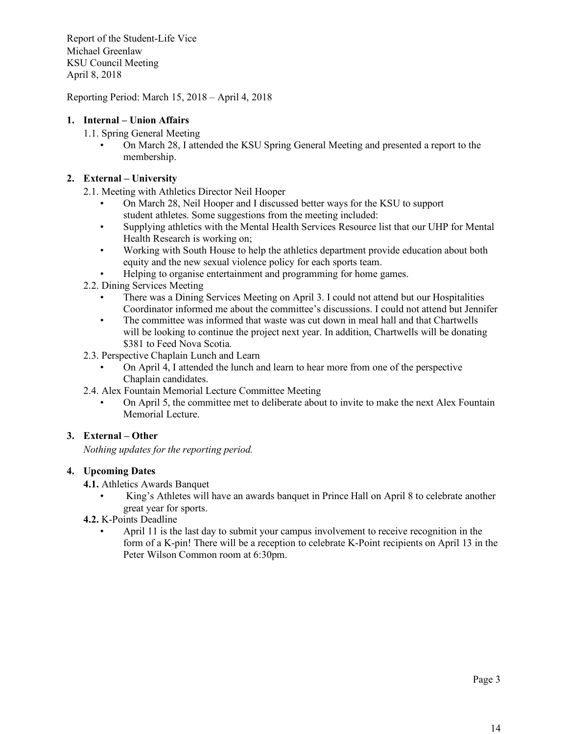Report of the Student-Life Vice
Michael Greenlaw
KSU Council Meeting
April 8, 2018

Reporting Period: March 15, 2018 – April 4, 2018

1. **Internal – Union Affairs**

   1.1. Spring General Meeting

   - On March 28, I attended the KSU Spring General Meeting and presented a report to the membership.

2. **External – University**

   2.1. Meeting with Athletics Director Neil Hooper

   - On March 28, Neil Hooper and I discussed better ways for the KSU to support student athletes. Some suggestions from the meeting included:
   - Supplying athletics with the Mental Health Services Resource list that our UHP for Mental Health Research is working on;
   - Working with South House to help the athletics department provide education about both equity and the new sexual violence policy for each sports team.
   - Helping to organise entertainment and programming for home games.

   2.2. Dining Services Meeting

   - There was a Dining Services Meeting on April 3. I could not attend but our Hospitalities Coordinator informed me about the committee's discussions. I could not attend but Jennifer
   - The committee was informed that waste was cut down in meal hall and that Chartwells will be looking to continue the project next year. In addition, Chartwells will be donating $381 to Feed Nova Scotia.

   2.3. Perspective Chaplain Lunch and Learn

   - On April 4, I attended the lunch and learn to hear more from one of the perspective Chaplain candidates.

   2.4. Alex Fountain Memorial Lecture Committee Meeting

   - On April 5, the committee met to deliberate about to invite to make the next Alex Fountain Memorial Lecture.

3. **External – Other**

   *Nothing updates for the reporting period.*

4. **Upcoming Dates**

   **4.1.** Athletics Awards Banquet

   - King's Athletes will have an awards banquet in Prince Hall on April 8 to celebrate another great year for sports.

   **4.2.** K-Points Deadline

   - April 11 is the last day to submit your campus involvement to receive recognition in the form of a K-pin! There will be a reception to celebrate K-Point recipients on April 13 in the Peter Wilson Common room at 6:30pm.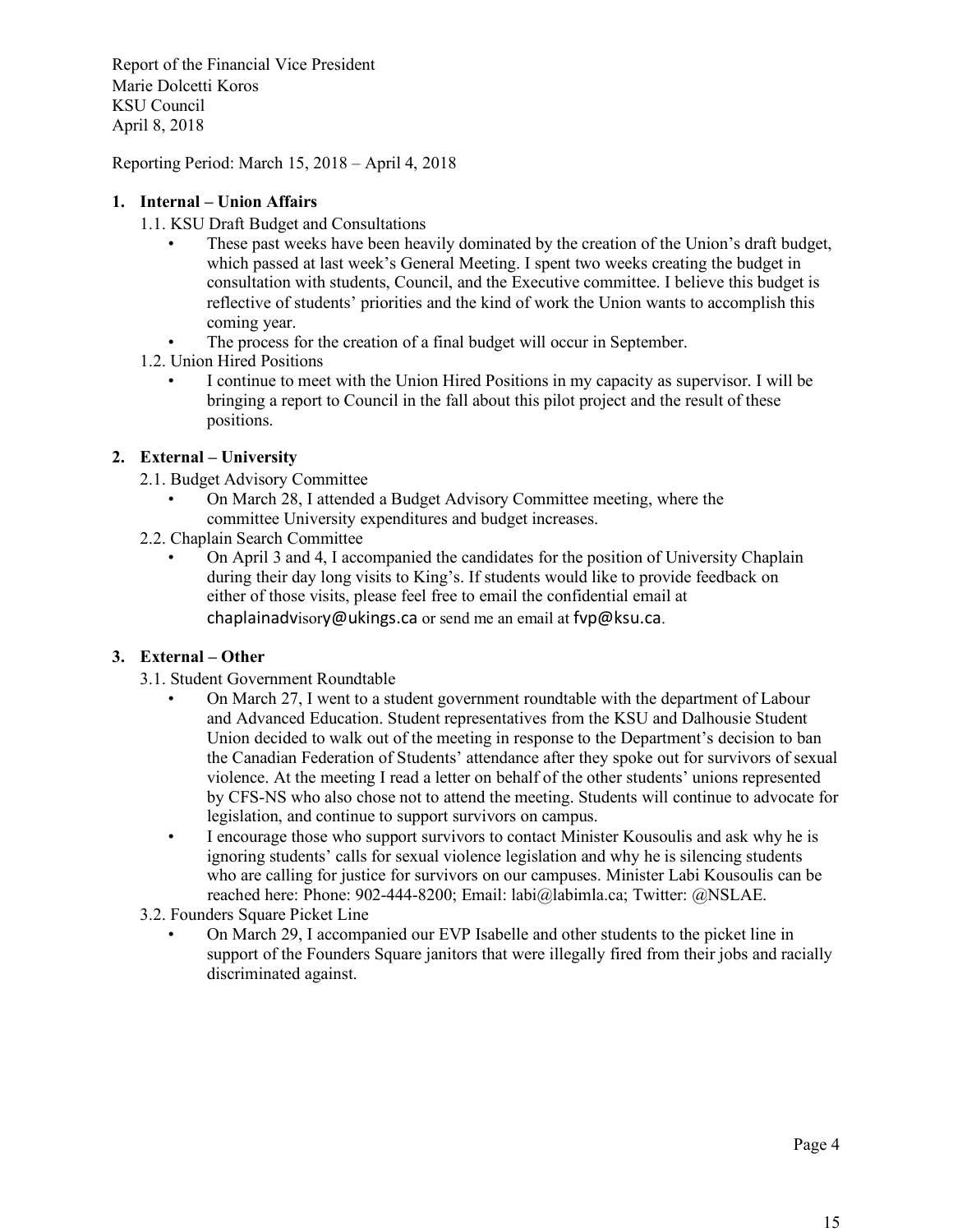Report of the Financial Vice President
Marie Dolcetti Koros
KSU Council
April 8, 2018

Reporting Period: March 15, 2018 – April 4, 2018

## 1. Internal – Union Affairs

1.1. KSU Draft Budget and Consultations

- These past weeks have been heavily dominated by the creation of the Union's draft budget, which passed at last week's General Meeting. I spent two weeks creating the budget in consultation with students, Council, and the Executive committee. I believe this budget is reflective of students' priorities and the kind of work the Union wants to accomplish this coming year.
- The process for the creation of a final budget will occur in September.

1.2. Union Hired Positions

- I continue to meet with the Union Hired Positions in my capacity as supervisor. I will be bringing a report to Council in the fall about this pilot project and the result of these positions.

## 2. External – University

2.1. Budget Advisory Committee

- On March 28, I attended a Budget Advisory Committee meeting, where the committee University expenditures and budget increases.

2.2. Chaplain Search Committee

- On April 3 and 4, I accompanied the candidates for the position of University Chaplain during their day long visits to King's. If students would like to provide feedback on either of those visits, please feel free to email the confidential email at chaplainadvisory@ukings.ca or send me an email at fvp@ksu.ca.

## 3. External – Other

3.1. Student Government Roundtable

- On March 27, I went to a student government roundtable with the department of Labour and Advanced Education. Student representatives from the KSU and Dalhousie Student Union decided to walk out of the meeting in response to the Department's decision to ban the Canadian Federation of Students' attendance after they spoke out for survivors of sexual violence. At the meeting I read a letter on behalf of the other students' unions represented by CFS-NS who also chose not to attend the meeting. Students will continue to advocate for legislation, and continue to support survivors on campus.
- I encourage those who support survivors to contact Minister Kousoulis and ask why he is ignoring students' calls for sexual violence legislation and why he is silencing students who are calling for justice for survivors on our campuses. Minister Labi Kousoulis can be reached here: Phone: 902-444-8200; Email: labi@labimla.ca; Twitter: @NSLAE.

3.2. Founders Square Picket Line

- On March 29, I accompanied our EVP Isabelle and other students to the picket line in support of the Founders Square janitors that were illegally fired from their jobs and racially discriminated against.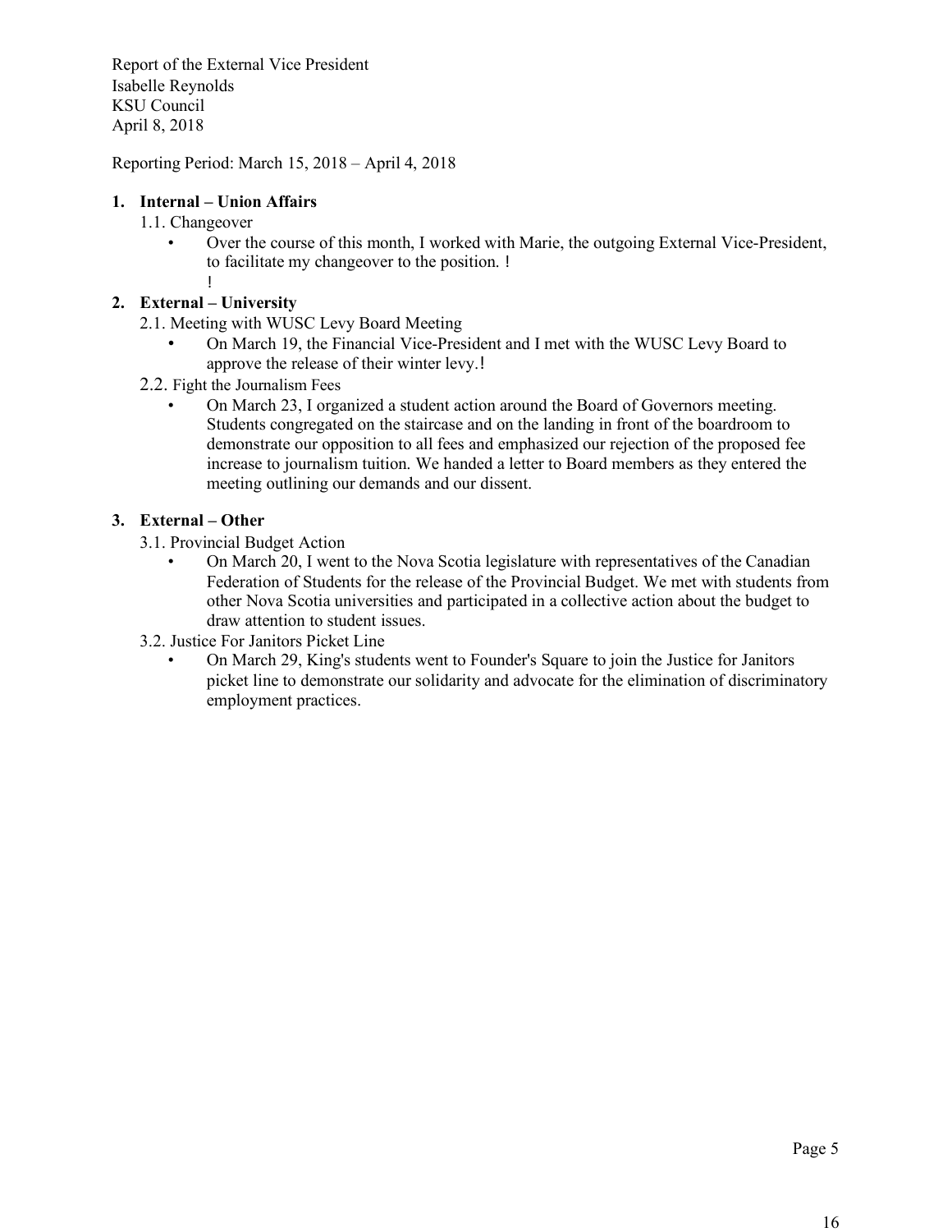Report of the External Vice President
Isabelle Reynolds
KSU Council
April 8, 2018

Reporting Period: March 15, 2018 – April 4, 2018

1. **Internal – Union Affairs**
   1.1. Changeover
   - Over the course of this month, I worked with Marie, the outgoing External Vice-President, to facilitate my changeover to the position. !
   !
2. **External – University**
   2.1. Meeting with WUSC Levy Board Meeting
   - On March 19, the Financial Vice-President and I met with the WUSC Levy Board to approve the release of their winter levy.!

   2.2. Fight the Journalism Fees
   - On March 23, I organized a student action around the Board of Governors meeting. Students congregated on the staircase and on the landing in front of the boardroom to demonstrate our opposition to all fees and emphasized our rejection of the proposed fee increase to journalism tuition. We handed a letter to Board members as they entered the meeting outlining our demands and our dissent.

3. **External – Other**
   3.1. Provincial Budget Action
   - On March 20, I went to the Nova Scotia legislature with representatives of the Canadian Federation of Students for the release of the Provincial Budget. We met with students from other Nova Scotia universities and participated in a collective action about the budget to draw attention to student issues.

   3.2. Justice For Janitors Picket Line
   - On March 29, King's students went to Founder's Square to join the Justice for Janitors picket line to demonstrate our solidarity and advocate for the elimination of discriminatory employment practices.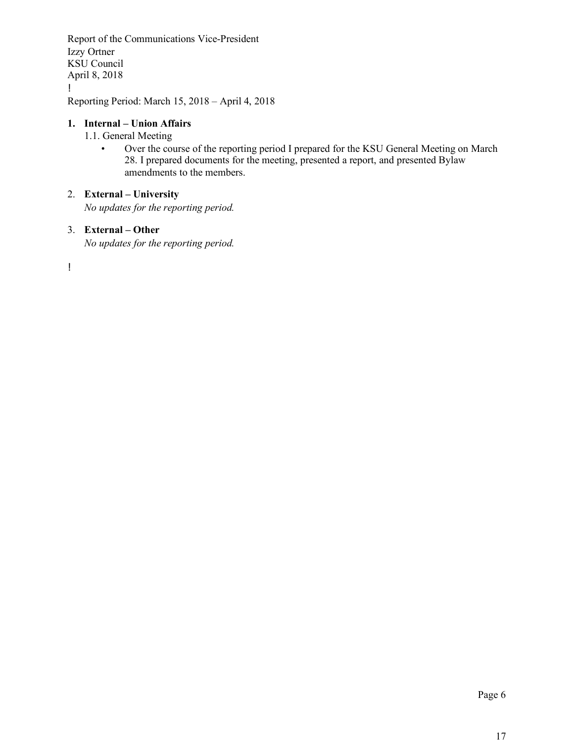Report of the Communications Vice-President
Izzy Ortner
KSU Council
April 8, 2018
!
Reporting Period: March 15, 2018 – April 4, 2018

1. **Internal – Union Affairs**

   1.1. General Meeting

   - Over the course of the reporting period I prepared for the KSU General Meeting on March 28. I prepared documents for the meeting, presented a report, and presented Bylaw amendments to the members.

2. **External – University**

   *No updates for the reporting period.*

3. **External – Other**

   *No updates for the reporting period.*

!